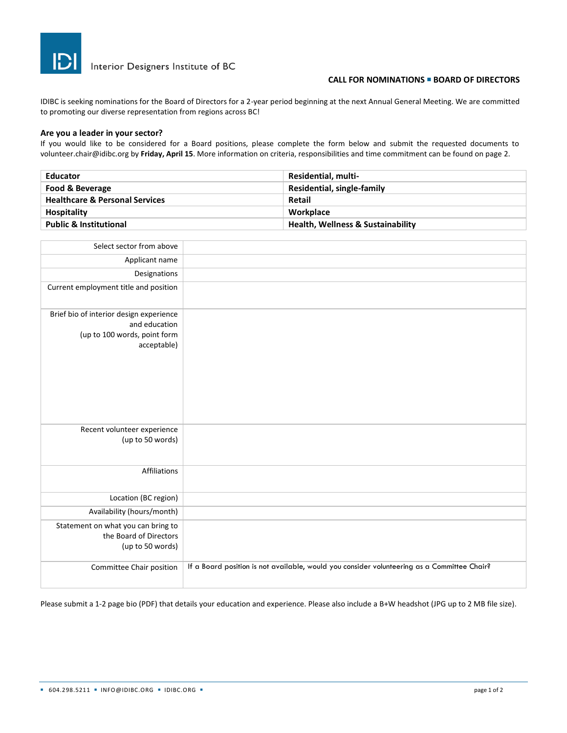Interior Designers Institute of BC

**CALL FOR NOMINATIONS ▪ BOARD OF DIRECTORS**

IDIBC is seeking nominations for the Board of Directors for a 2-year period beginning at the next Annual General Meeting. We are committed to promoting our diverse representation from regions across BC!

### Are you a leader in your sector?

If you would like to be considered for a Board positions, please complete the form below and submit the requested documents to volunteer.chair@idibc.org by **Friday, April 15**. More information on criteria, responsibilities and time commitment can be found on page 2.

| | |
|---|---|
| **Educator** | **Residential, multi-** |
| **Food & Beverage** | **Residential, single-family** |
| **Healthcare & Personal Services** | **Retail** |
| **Hospitality** | **Workplace** |
| **Public & Institutional** | **Health, Wellness & Sustainability** |

| | |
|---|---|
| Select sector from above | |
| Applicant name | |
| Designations | |
| Current employment title and position | |
| Brief bio of interior design experience and education (up to 100 words, point form acceptable) | |
| Recent volunteer experience (up to 50 words) | |
| Affiliations | |
| Location (BC region) | |
| Availability (hours/month) | |
| Statement on what you can bring to the Board of Directors (up to 50 words) | |
| Committee Chair position | If a Board position is not available, would you consider volunteering as a Committee Chair? |

Please submit a 1-2 page bio (PDF) that details your education and experience. Please also include a B+W headshot (JPG up to 2 MB file size).

▪ 604.298.5211 ▪ INFO@IDIBC.ORG ▪ IDIBC.ORG ▪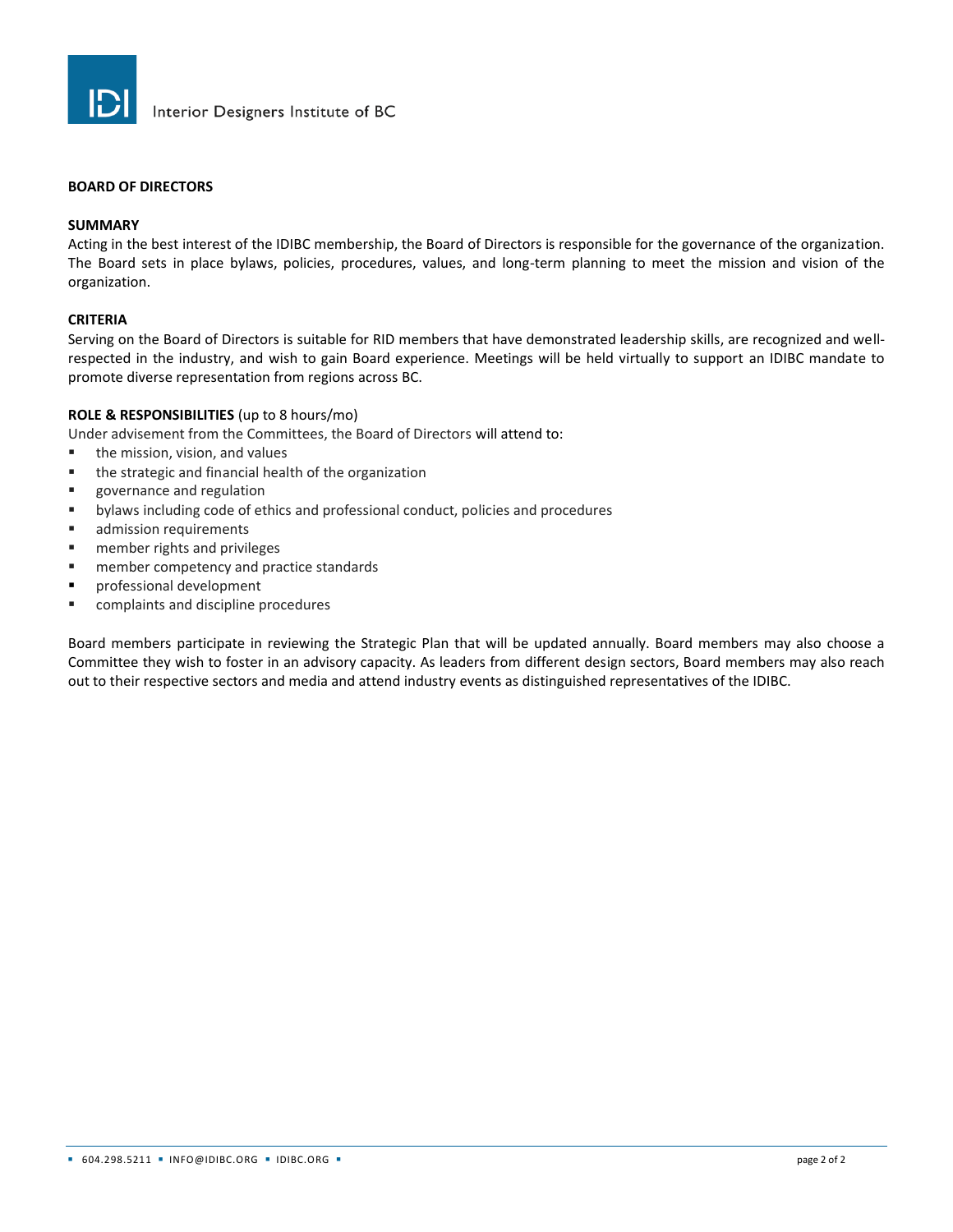Interior Designers Institute of BC

## BOARD OF DIRECTORS

### SUMMARY

Acting in the best interest of the IDIBC membership, the Board of Directors is responsible for the governance of the organization. The Board sets in place bylaws, policies, procedures, values, and long-term planning to meet the mission and vision of the organization.

### CRITERIA

Serving on the Board of Directors is suitable for RID members that have demonstrated leadership skills, are recognized and well-respected in the industry, and wish to gain Board experience. Meetings will be held virtually to support an IDIBC mandate to promote diverse representation from regions across BC.

### ROLE & RESPONSIBILITIES (up to 8 hours/mo)

Under advisement from the Committees, the Board of Directors will attend to:

- the mission, vision, and values
- the strategic and financial health of the organization
- governance and regulation
- bylaws including code of ethics and professional conduct, policies and procedures
- admission requirements
- member rights and privileges
- member competency and practice standards
- professional development
- complaints and discipline procedures

Board members participate in reviewing the Strategic Plan that will be updated annually. Board members may also choose a Committee they wish to foster in an advisory capacity. As leaders from different design sectors, Board members may also reach out to their respective sectors and media and attend industry events as distinguished representatives of the IDIBC.

604.298.5211 ▪ INFO@IDIBC.ORG ▪ IDIBC.ORG